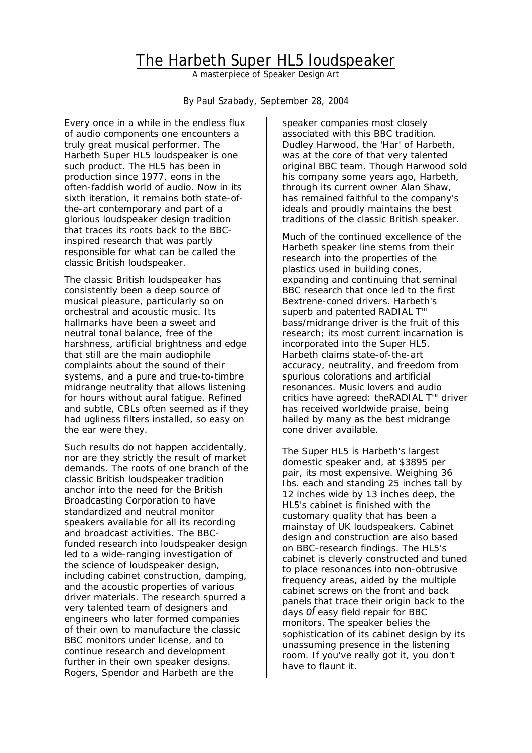# The Harbeth Super HL5 loudspeaker

*A masterpiece of Speaker Design Art*

By Paul Szabady, September 28, 2004

Every once in a while in the endless flux of audio components one encounters a truly great musical performer. The Harbeth Super HL5 loudspeaker is one such product. The HL5 has been in production since 1977, eons in the often-faddish world of audio. Now in its sixth iteration, it remains both state-of-the-art contemporary and part of a glorious loudspeaker design tradition that traces its roots back to the BBC-inspired research that was partly responsible for what can be called the classic British loudspeaker.

The classic British loudspeaker has consistently been a deep source of musical pleasure, particularly so on orchestral and acoustic music. Its hallmarks have been a sweet and neutral tonal balance, free of the harshness, artificial brightness and edge that still are the main audiophile complaints about the sound of their systems, and a pure and true-to-timbre midrange neutrality that allows listening for hours without aural fatigue. Refined and subtle, CBLs often seemed as if they had ugliness filters installed, so easy on the ear were they.

Such results do not happen accidentally, nor are they strictly the result of market demands. The roots of one branch of the classic British loudspeaker tradition anchor into the need for the British Broadcasting Corporation to have standardized and neutral monitor speakers available for all its recording and broadcast activities. The BBC-funded research into loudspeaker design led to a wide-ranging investigation of the science of loudspeaker design, including cabinet construction, damping, and the acoustic properties of various driver materials. The research spurred a very talented team of designers and engineers who later formed companies of their own to manufacture the classic BBC monitors under license, and to continue research and development further in their own speaker designs. Rogers, Spendor and Harbeth are the speaker companies most closely associated with this BBC tradition. Dudley Harwood, the 'Har' of Harbeth, was at the core of that very talented original BBC team. Though Harwood sold his company some years ago, Harbeth, through its current owner Alan Shaw, has remained faithful to the company's ideals and proudly maintains the best traditions of the classic British speaker.

Much of the continued excellence of the Harbeth speaker line stems from their research into the properties of the plastics used in building cones, expanding and continuing that seminal BBC research that once led to the first Bextrene-coned drivers. Harbeth's superb and patented RADIAL T"' bass/midrange driver is the fruit of this research; its most current incarnation is incorporated into the Super HL5. Harbeth claims state-of-the-art accuracy, neutrality, and freedom from spurious colorations and artificial resonances. Music lovers and audio critics have agreed: theRADIAL T'" driver has received worldwide praise, being hailed by many as the best midrange cone driver available.

The Super HL5 is Harbeth's largest domestic speaker and, at $3895 per pair, its most expensive. Weighing 36 Ibs. each and standing 25 inches tall by 12 inches wide by 13 inches deep, the HL5's cabinet is finished with the customary quality that has been a mainstay of UK loudspeakers. Cabinet design and construction are also based on BBC-research findings. The HL5's cabinet is cleverly constructed and tuned to place resonances into non-obtrusive frequency areas, aided by the multiple cabinet screws on the front and back panels that trace their origin back to the days *of* easy field repair for BBC monitors. The speaker belies the sophistication of its cabinet design by its unassuming presence in the listening room. If you've really got it, you don't have to flaunt it.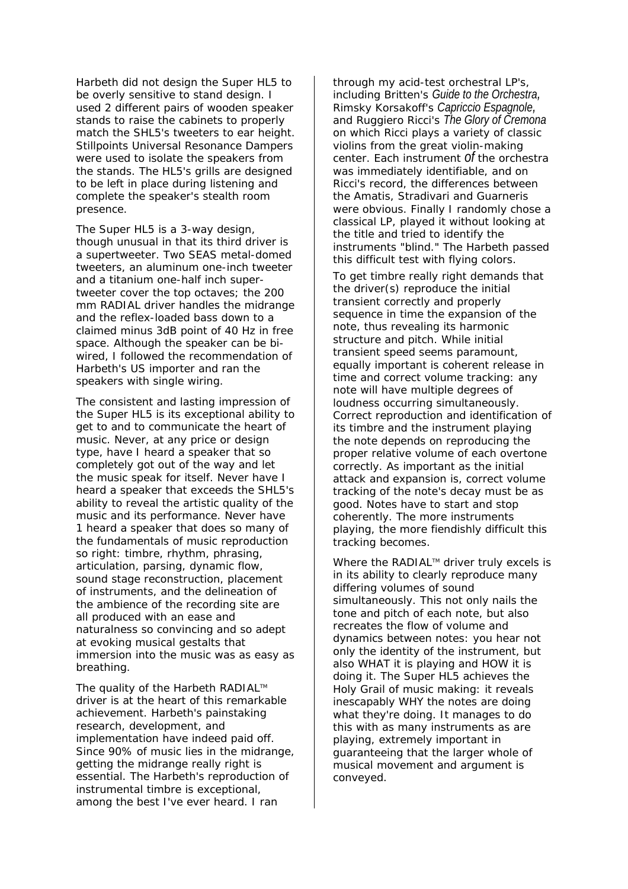Harbeth did not design the Super HL5 to be overly sensitive to stand design. I used 2 different pairs of wooden speaker stands to raise the cabinets to properly match the SHL5's tweeters to ear height. Stillpoints Universal Resonance Dampers were used to isolate the speakers from the stands. The HL5's grills are designed to be left in place during listening and complete the speaker's stealth room presence.

The Super HL5 is a 3-way design, though unusual in that its third driver is a supertweeter. Two SEAS metal-domed tweeters, an aluminum one-inch tweeter and a titanium one-half inch super-tweeter cover the top octaves; the 200 mm RADIAL driver handles the midrange and the reflex-loaded bass down to a claimed minus 3dB point of 40 Hz in free space. Although the speaker can be bi-wired, I followed the recommendation of Harbeth's US importer and ran the speakers with single wiring.

The consistent and lasting impression of the Super HL5 is its exceptional ability to get to and to communicate the heart of music. Never, at any price or design type, have I heard a speaker that so completely got out of the way and let the music speak for itself. Never have I heard a speaker that exceeds the SHL5's ability to reveal the artistic quality of the music and its performance. Never have 1 heard a speaker that does so many of the fundamentals of music reproduction so right: timbre, rhythm, phrasing, articulation, parsing, dynamic flow, sound stage reconstruction, placement of instruments, and the delineation of the ambience of the recording site are all produced with an ease and naturalness so convincing and so adept at evoking musical gestalts that immersion into the music was as easy as breathing.

The quality of the Harbeth RADIAL™ driver is at the heart of this remarkable achievement. Harbeth's painstaking research, development, and implementation have indeed paid off. Since 90% of music lies in the midrange, getting the midrange really right is essential. The Harbeth's reproduction of instrumental timbre is exceptional, among the best I've ever heard. I ran through my acid-test orchestral LP's, including Britten's *Guide to the Orchestra*, Rimsky Korsakoff's *Capriccio Espagnole*, and Ruggiero Ricci's *The Glory of Cremona* on which Ricci plays a variety of classic violins from the great violin-making center. Each instrument of the orchestra was immediately identifiable, and on Ricci's record, the differences between the Amatis, Stradivari and Guarneris were obvious. Finally I randomly chose a classical LP, played it without looking at the title and tried to identify the instruments "blind." The Harbeth passed this difficult test with flying colors.

To get timbre really right demands that the driver(s) reproduce the initial transient correctly and properly sequence in time the expansion of the note, thus revealing its harmonic structure and pitch. While initial transient speed seems paramount, equally important is coherent release in time and correct volume tracking: any note will have multiple degrees of loudness occurring simultaneously. Correct reproduction and identification of its timbre and the instrument playing the note depends on reproducing the proper relative volume of each overtone correctly. As important as the initial attack and expansion is, correct volume tracking of the note's decay must be as good. Notes have to start and stop coherently. The more instruments playing, the more fiendishly difficult this tracking becomes.

Where the RADIAL™ driver truly excels is in its ability to clearly reproduce many differing volumes of sound simultaneously. This not only nails the tone and pitch of each note, but also recreates the flow of volume and dynamics between notes: you hear not only the identity of the instrument, but also WHAT it is playing and HOW it is doing it. The Super HL5 achieves the Holy Grail of music making: it reveals inescapably WHY the notes are doing what they're doing. It manages to do this with as many instruments as are playing, extremely important in guaranteeing that the larger whole of musical movement and argument is conveyed.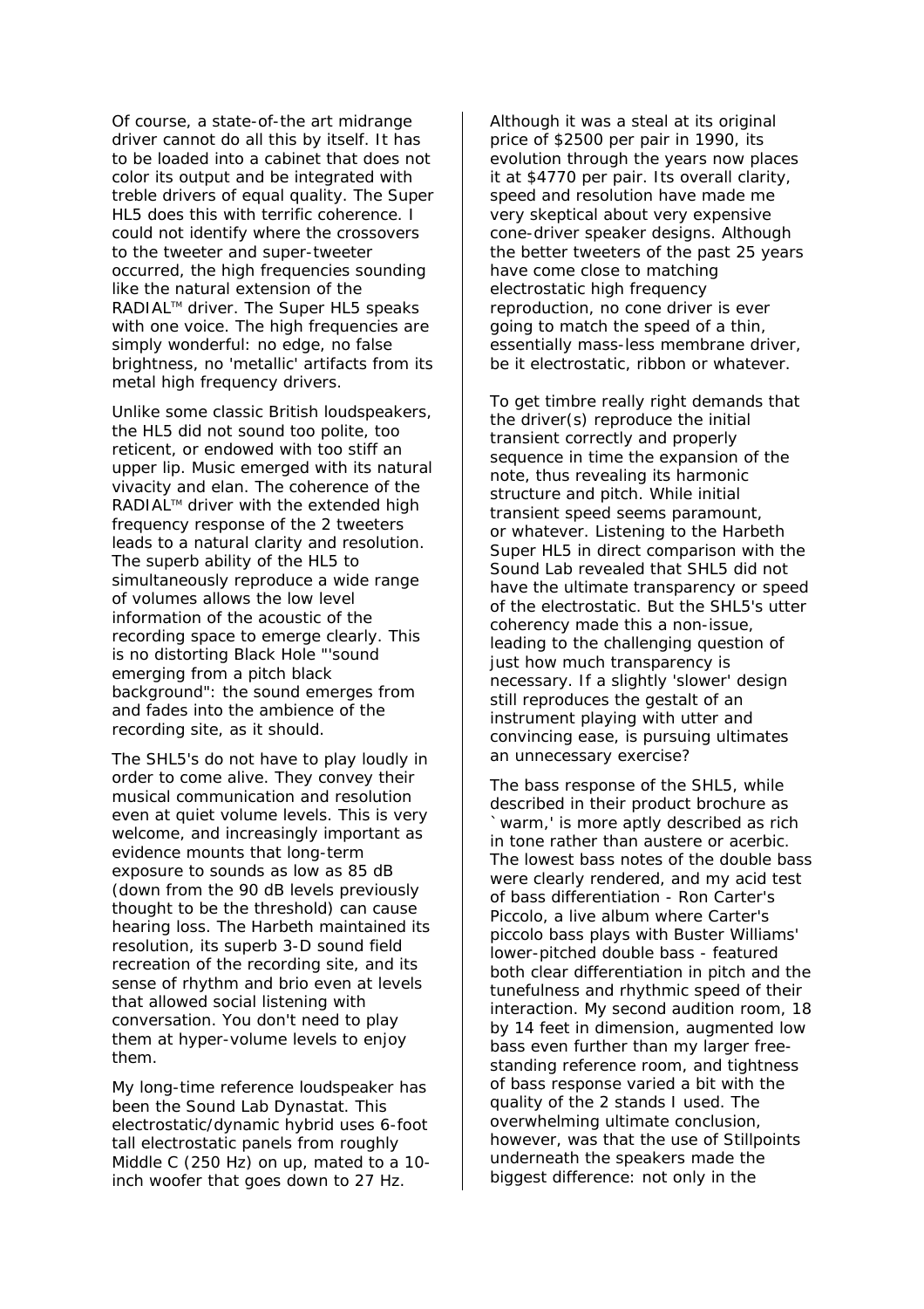Of course, a state-of-the art midrange driver cannot do all this by itself. It has to be loaded into a cabinet that does not color its output and be integrated with treble drivers of equal quality. The Super HL5 does this with terrific coherence. I could not identify where the crossovers to the tweeter and super-tweeter occurred, the high frequencies sounding like the natural extension of the RADIAL™ driver. The Super HL5 speaks with one voice. The high frequencies are simply wonderful: no edge, no false brightness, no 'metallic' artifacts from its metal high frequency drivers.

Unlike some classic British loudspeakers, the HL5 did not sound too polite, too reticent, or endowed with too stiff an upper lip. Music emerged with its natural vivacity and elan. The coherence of the RADIAL™ driver with the extended high frequency response of the 2 tweeters leads to a natural clarity and resolution. The superb ability of the HL5 to simultaneously reproduce a wide range of volumes allows the low level information of the acoustic of the recording space to emerge clearly. This is no distorting Black Hole "'sound emerging from a pitch black background": the sound emerges from and fades into the ambience of the recording site, as it should.

The SHL5's do not have to play loudly in order to come alive. They convey their musical communication and resolution even at quiet volume levels. This is very welcome, and increasingly important as evidence mounts that long-term exposure to sounds as low as 85 dB (down from the 90 dB levels previously thought to be the threshold) can cause hearing loss. The Harbeth maintained its resolution, its superb 3-D sound field recreation of the recording site, and its sense of rhythm and brio even at levels that allowed social listening with conversation. You don't need to play them at hyper-volume levels to enjoy them.

My long-time reference loudspeaker has been the Sound Lab Dynastat. This electrostatic/dynamic hybrid uses 6-foot tall electrostatic panels from roughly Middle C (250 Hz) on up, mated to a 10-inch woofer that goes down to 27 Hz. Although it was a steal at its original price of $2500 per pair in 1990, its evolution through the years now places it at $4770 per pair. Its overall clarity, speed and resolution have made me very skeptical about very expensive cone-driver speaker designs. Although the better tweeters of the past 25 years have come close to matching electrostatic high frequency reproduction, no cone driver is ever going to match the speed of a thin, essentially mass-less membrane driver, be it electrostatic, ribbon or whatever.

To get timbre really right demands that the driver(s) reproduce the initial transient correctly and properly sequence in time the expansion of the note, thus revealing its harmonic structure and pitch. While initial transient speed seems paramount, or whatever. Listening to the Harbeth Super HL5 in direct comparison with the Sound Lab revealed that SHL5 did not have the ultimate transparency or speed of the electrostatic. But the SHL5's utter coherency made this a non-issue, leading to the challenging question of just how much transparency is necessary. If a slightly 'slower' design still reproduces the gestalt of an instrument playing with utter and convincing ease, is pursuing ultimates an unnecessary exercise?

The bass response of the SHL5, while described in their product brochure as `warm,' is more aptly described as rich in tone rather than austere or acerbic. The lowest bass notes of the double bass were clearly rendered, and my acid test of bass differentiation - Ron Carter's Piccolo, a live album where Carter's piccolo bass plays with Buster Williams' lower-pitched double bass - featured both clear differentiation in pitch and the tunefulness and rhythmic speed of their interaction. My second audition room, 18 by 14 feet in dimension, augmented low bass even further than my larger free-standing reference room, and tightness of bass response varied a bit with the quality of the 2 stands I used. The overwhelming ultimate conclusion, however, was that the use of Stillpoints underneath the speakers made the biggest difference: not only in the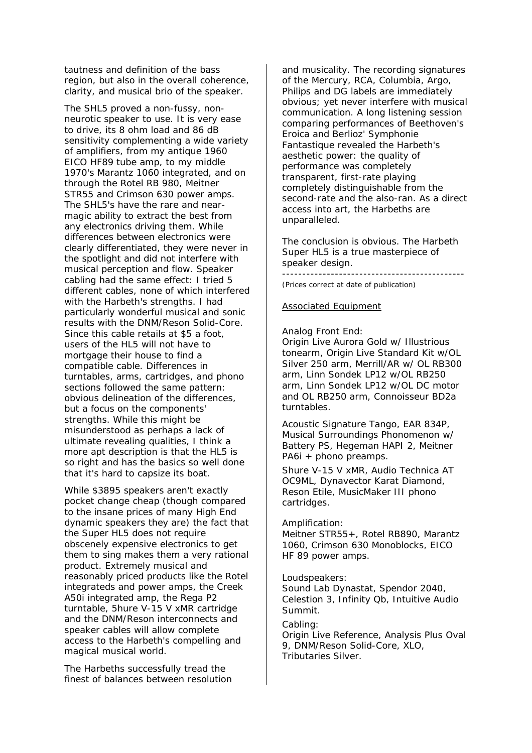tautness and definition of the bass region, but also in the overall coherence, clarity, and musical brio of the speaker.

The SHL5 proved a non-fussy, non-neurotic speaker to use. It is very ease to drive, its 8 ohm load and 86 dB sensitivity complementing a wide variety of amplifiers, from my antique 1960 EICO HF89 tube amp, to my middle 1970's Marantz 1060 integrated, and on through the Rotel RB 980, Meitner STR55 and Crimson 630 power amps. The SHL5's have the rare and near-magic ability to extract the best from any electronics driving them. While differences between electronics were clearly differentiated, they were never in the spotlight and did not interfere with musical perception and flow. Speaker cabling had the same effect: I tried 5 different cables, none of which interfered with the Harbeth's strengths. I had particularly wonderful musical and sonic results with the DNM/Reson Solid-Core. Since this cable retails at $5 a foot, users of the HL5 will not have to mortgage their house to find a compatible cable. Differences in turntables, arms, cartridges, and phono sections followed the same pattern: obvious delineation of the differences, but a focus on the components' strengths. While this might be misunderstood as perhaps a lack of ultimate revealing qualities, I think a more apt description is that the HL5 is so right and has the basics so well done that it's hard to capsize its boat.

While $3895 speakers aren't exactly pocket change cheap (though compared to the insane prices of many High End dynamic speakers they are) the fact that the Super HL5 does not require obscenely expensive electronics to get them to sing makes them a very rational product. Extremely musical and reasonably priced products like the Rotel integrateds and power amps, the Creek A50i integrated amp, the Rega P2 turntable, 5hure V-15 V xMR cartridge and the DNM/Reson interconnects and speaker cables will allow complete access to the Harbeth's compelling and magical musical world.

The Harbeths successfully tread the finest of balances between resolution and musicality. The recording signatures of the Mercury, RCA, Columbia, Argo, Philips and DG labels are immediately obvious; yet never interfere with musical communication. A long listening session comparing performances of Beethoven's Eroica and Berlioz' Symphonie Fantastique revealed the Harbeth's aesthetic power: the quality of performance was completely transparent, first-rate playing completely distinguishable from the second-rate and the also-ran. As a direct access into art, the Harbeths are unparalleled.

The conclusion is obvious. The Harbeth Super HL5 is a true masterpiece of speaker design.

---

(Prices correct at date of publication)

Associated Equipment

Analog Front End:
Origin Live Aurora Gold w/ Illustrious tonearm, Origin Live Standard Kit w/OL Silver 250 arm, Merrill/AR w/ OL RB300 arm, Linn Sondek LP12 w/OL RB250 arm, Linn Sondek LP12 w/OL DC motor and OL RB250 arm, Connoisseur BD2a turntables.

Acoustic Signature Tango, EAR 834P, Musical Surroundings Phonomenon w/ Battery PS, Hegeman HAPI 2, Meitner PA6i + phono preamps.

Shure V-15 V xMR, Audio Technica AT OC9ML, Dynavector Karat Diamond, Reson Etile, MusicMaker III phono cartridges.

Amplification:
Meitner STR55+, Rotel RB890, Marantz 1060, Crimson 630 Monoblocks, EICO HF 89 power amps.

Loudspeakers:
Sound Lab Dynastat, Spendor 2040, Celestion 3, Infinity Qb, Intuitive Audio Summit.

Cabling:
Origin Live Reference, Analysis Plus Oval 9, DNM/Reson Solid-Core, XLO, Tributaries Silver.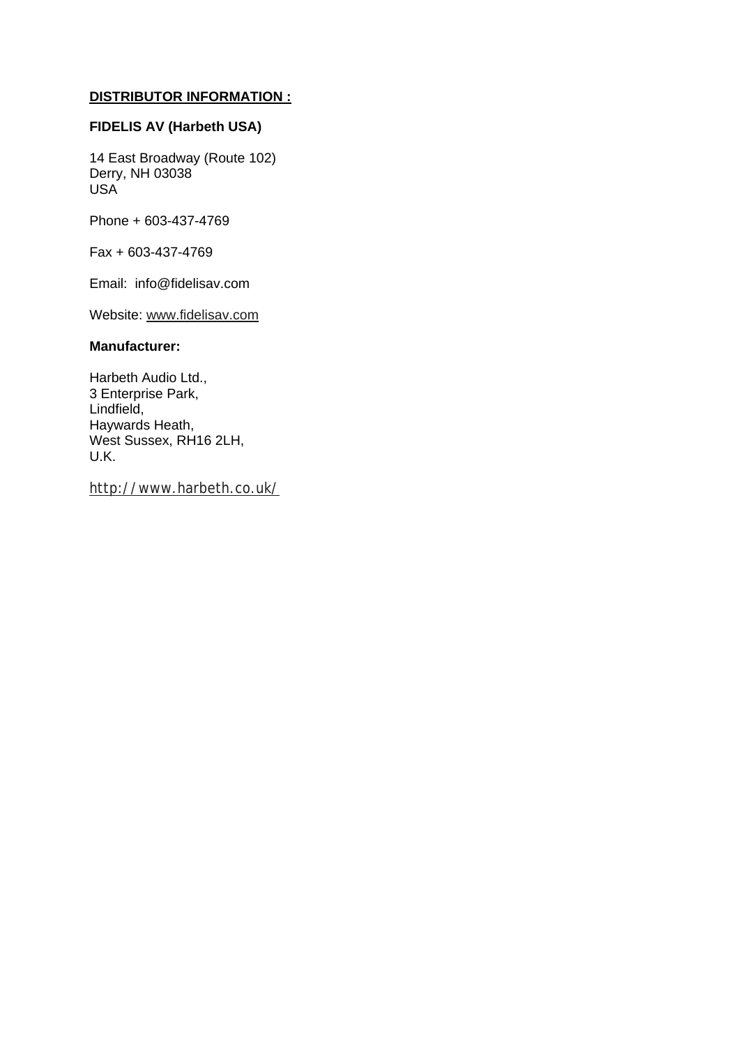**DISTRIBUTOR INFORMATION :**

**FIDELIS AV (Harbeth USA)**

14 East Broadway (Route 102)
Derry, NH 03038
USA

Phone + 603-437-4769

Fax + 603-437-4769

Email: info@fidelisav.com

Website: www.fidelisav.com

**Manufacturer:**

Harbeth Audio Ltd.,
3 Enterprise Park,
Lindfield,
Haywards Heath,
West Sussex, RH16 2LH,
U.K.

http://www.harbeth.co.uk/